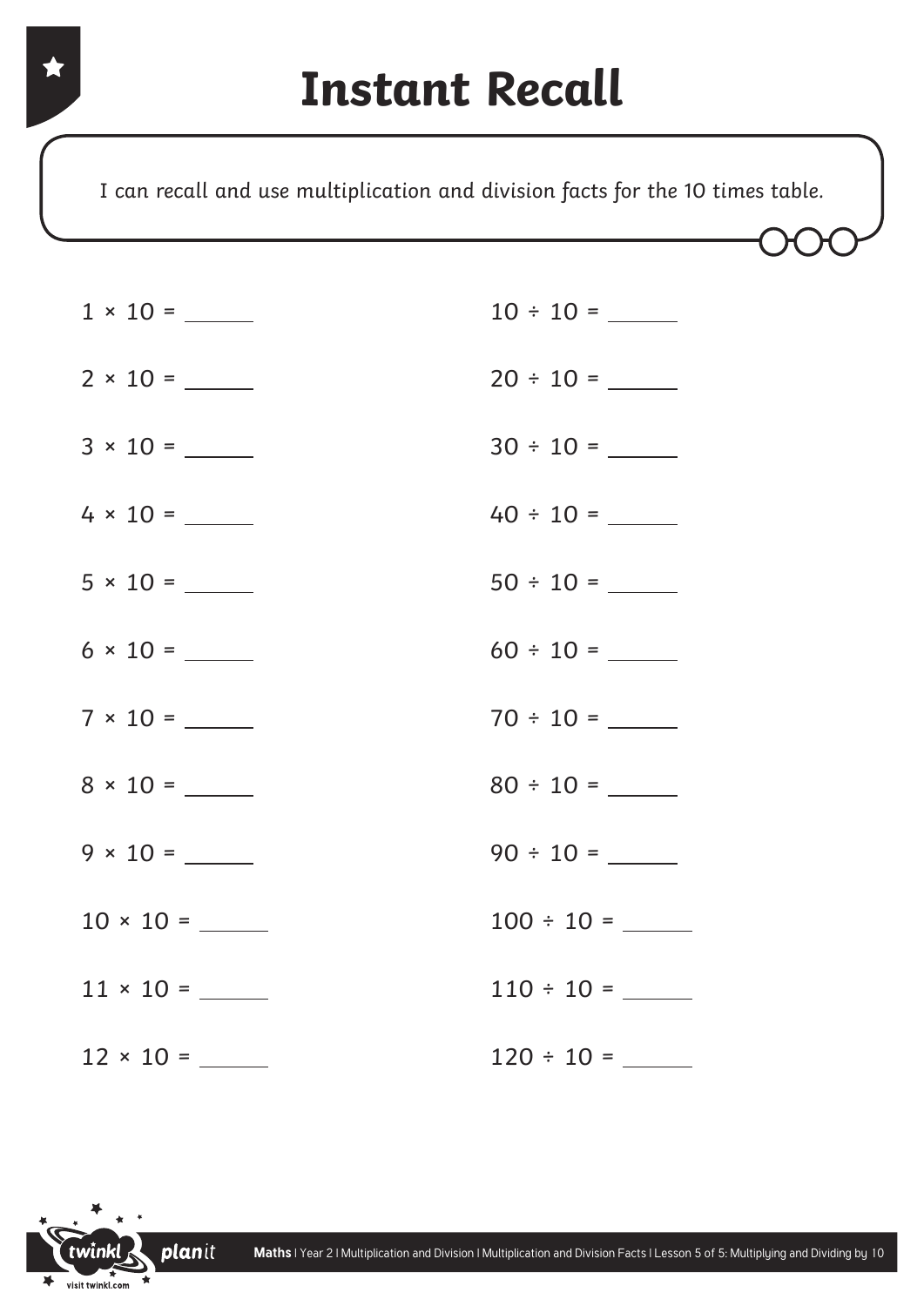# Instant Recall

I can recall and use multiplication and division facts for the 10 times table.

$1 \times 10 =$ ______

$2 \times 10 =$ ______

$3 \times 10 =$ ______

$4 \times 10 =$ ______

$5 \times 10 =$ ______

$6 \times 10 =$ ______

$7 \times 10 =$ ______

$8 \times 10 =$ ______

$9 \times 10 =$ ______

$10 \times 10 =$ ______

$11 \times 10 =$ ______

$12 \times 10 =$ ______

$10 \div 10 =$ ______

$20 \div 10 =$ ______

$30 \div 10 =$ ______

$40 \div 10 =$ ______

$50 \div 10 =$ ______

$60 \div 10 =$ ______

$70 \div 10 =$ ______

$80 \div 10 =$ ______

$90 \div 10 =$ ______

$100 \div 10 =$ ______

$110 \div 10 =$ ______

$120 \div 10 =$ ______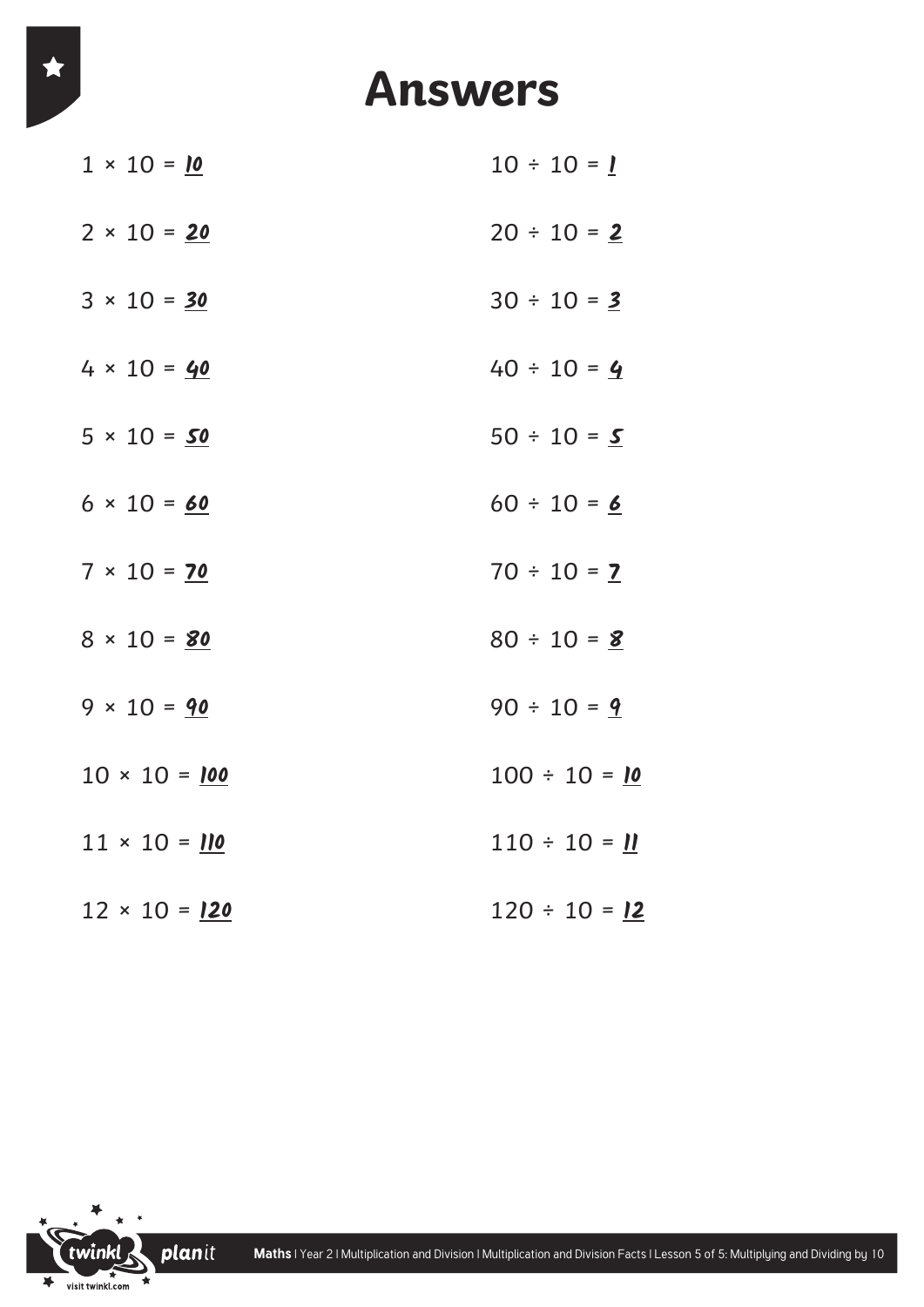# Answers

$1 \times 10 =$ **10**

$2 \times 10 =$ **20**

$3 \times 10 =$ **30**

$4 \times 10 =$ **40**

$5 \times 10 =$ **50**

$6 \times 10 =$ **60**

$7 \times 10 =$ **70**

$8 \times 10 =$ **80**

$9 \times 10 =$ **90**

$10 \times 10 =$ **100**

$11 \times 10 =$ **110**

$12 \times 10 =$ **120**

$10 \div 10 =$ **1**

$20 \div 10 =$ **2**

$30 \div 10 =$ **3**

$40 \div 10 =$ **4**

$50 \div 10 =$ **5**

$60 \div 10 =$ **6**

$70 \div 10 =$ **7**

$80 \div 10 =$ **8**

$90 \div 10 =$ **9**

$100 \div 10 =$ **10**

$110 \div 10 =$ **11**

$120 \div 10 =$ **12**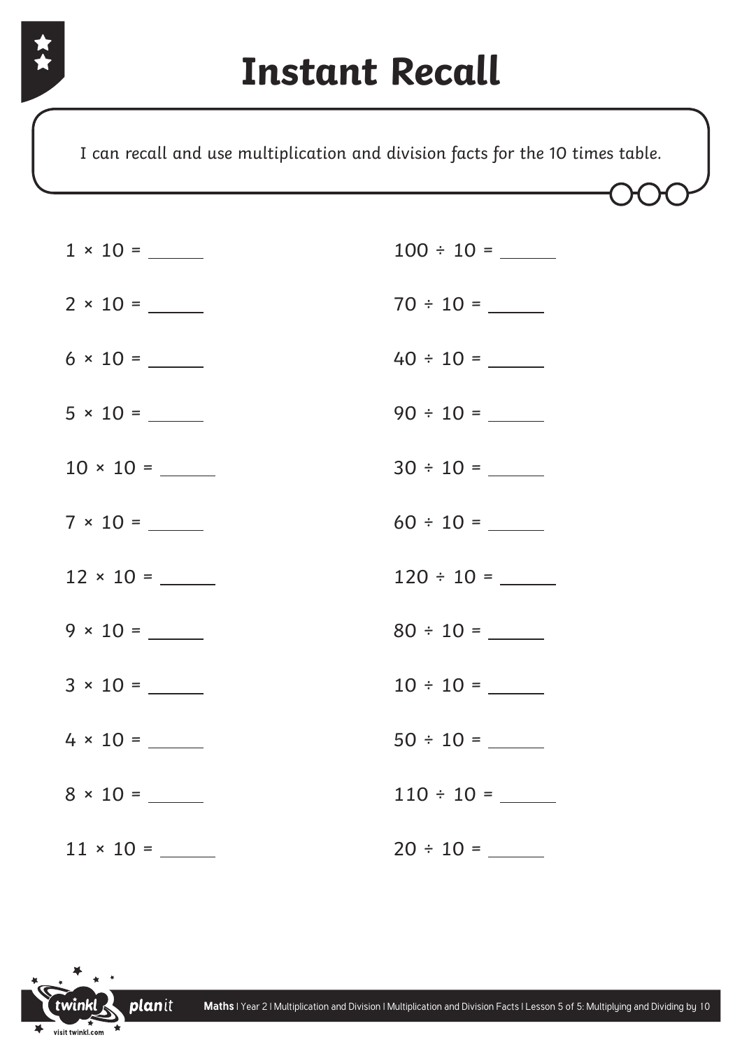# Instant Recall

I can recall and use multiplication and division facts for the 10 times table.

$1 \times 10 =$ ______

$2 \times 10 =$ ______

$6 \times 10 =$ ______

$5 \times 10 =$ ______

$10 \times 10 =$ ______

$7 \times 10 =$ ______

$12 \times 10 =$ ______

$9 \times 10 =$ ______

$3 \times 10 =$ ______

$4 \times 10 =$ ______

$8 \times 10 =$ ______

$11 \times 10 =$ ______

$100 \div 10 =$ ______

$70 \div 10 =$ ______

$40 \div 10 =$ ______

$90 \div 10 =$ ______

$30 \div 10 =$ ______

$60 \div 10 =$ ______

$120 \div 10 =$ ______

$80 \div 10 =$ ______

$10 \div 10 =$ ______

$50 \div 10 =$ ______

$110 \div 10 =$ ______

$20 \div 10 =$ ______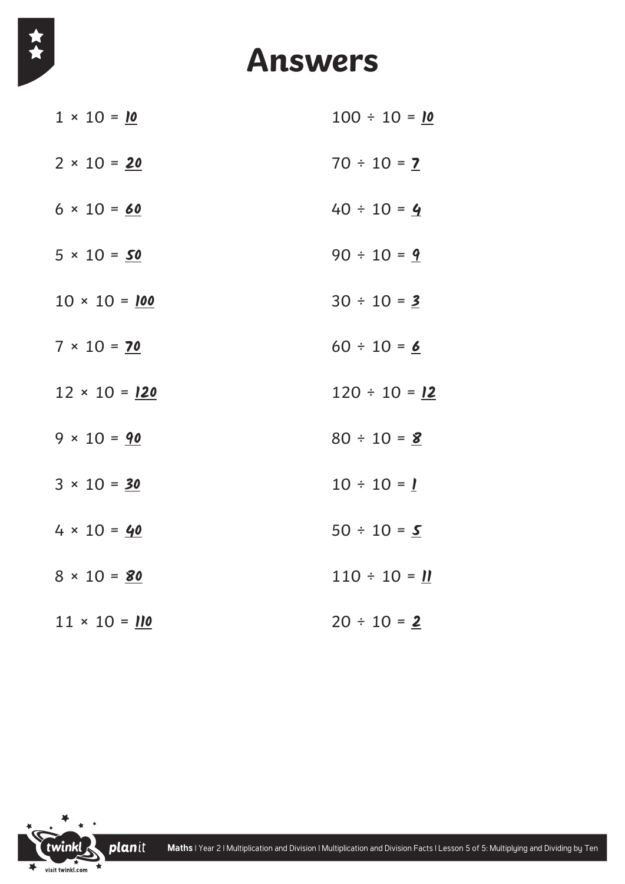# Answers

$1 \times 10 =$ **10**

$2 \times 10 =$ **20**

$6 \times 10 =$ **60**

$5 \times 10 =$ **50**

$10 \times 10 =$ **100**

$7 \times 10 =$ **70**

$12 \times 10 =$ **120**

$9 \times 10 =$ **90**

$3 \times 10 =$ **30**

$4 \times 10 =$ **40**

$8 \times 10 =$ **80**

$11 \times 10 =$ **110**

$100 \div 10 =$ **10**

$70 \div 10 =$ **7**

$40 \div 10 =$ **4**

$90 \div 10 =$ **9**

$30 \div 10 =$ **3**

$60 \div 10 =$ **6**

$120 \div 10 =$ **12**

$80 \div 10 =$ **8**

$10 \div 10 =$ **1**

$50 \div 10 =$ **5**

$110 \div 10 =$ **11**

$20 \div 10 =$ **2**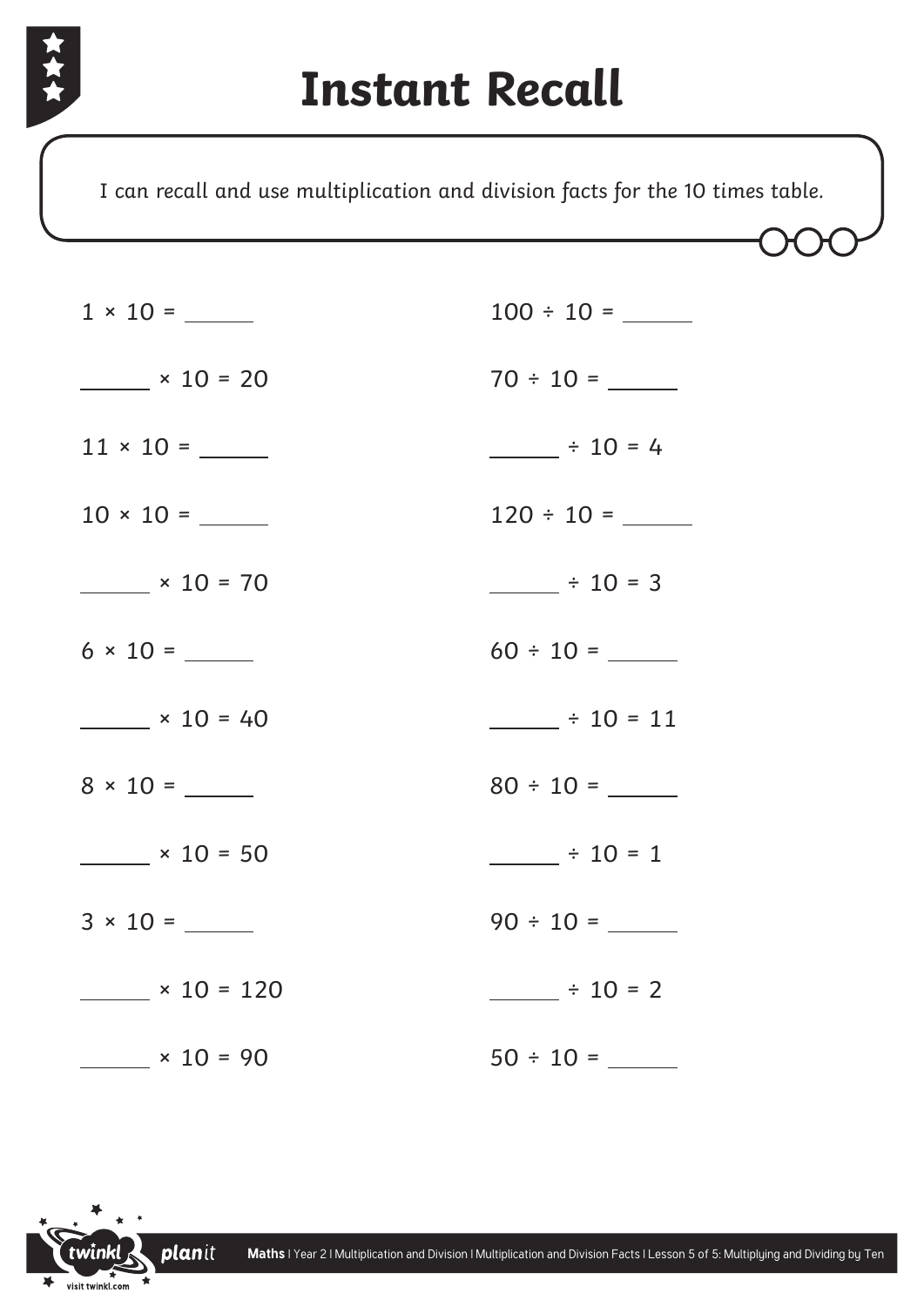# Instant Recall

I can recall and use multiplication and division facts for the 10 times table.

$1 \times 10 =$ ______

______ $\times 10 = 20$

$11 \times 10 =$ ______

$10 \times 10 =$ ______

______ $\times 10 = 70$

$6 \times 10 =$ ______

______ $\times 10 = 40$

$8 \times 10 =$ ______

______ $\times 10 = 50$

$3 \times 10 =$ ______

______ $\times 10 = 120$

______ $\times 10 = 90$

$100 \div 10 =$ ______

$70 \div 10 =$ ______

______ $\div 10 = 4$

$120 \div 10 =$ ______

______ $\div 10 = 3$

$60 \div 10 =$ ______

______ $\div 10 = 11$

$80 \div 10 =$ ______

______ $\div 10 = 1$

$90 \div 10 =$ ______

______ $\div 10 = 2$

$50 \div 10 =$ ______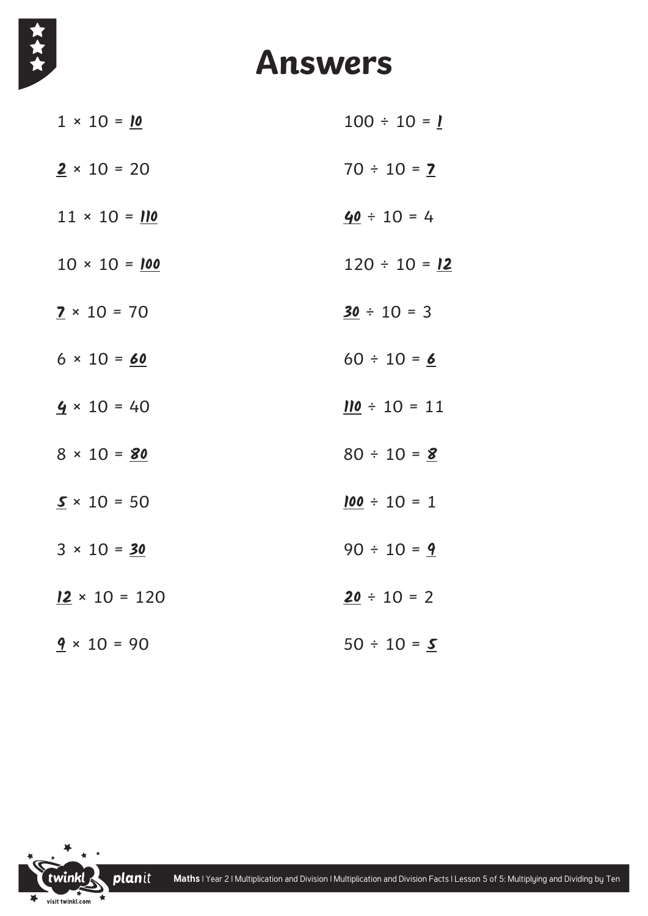# Answers

$1 \times 10 = \underline{10}$

$\underline{2} \times 10 = 20$

$11 \times 10 = \underline{110}$

$10 \times 10 = \underline{100}$

$\underline{7} \times 10 = 70$

$6 \times 10 = \underline{60}$

$\underline{4} \times 10 = 40$

$8 \times 10 = \underline{80}$

$\underline{5} \times 10 = 50$

$3 \times 10 = \underline{30}$

$\underline{12} \times 10 = 120$

$\underline{9} \times 10 = 90$

$100 \div 10 = \underline{1}$

$70 \div 10 = \underline{7}$

$\underline{40} \div 10 = 4$

$120 \div 10 = \underline{12}$

$\underline{30} \div 10 = 3$

$60 \div 10 = \underline{6}$

$\underline{110} \div 10 = 11$

$80 \div 10 = \underline{8}$

$\underline{100} \div 10 = 1$

$90 \div 10 = \underline{9}$

$\underline{20} \div 10 = 2$

$50 \div 10 = \underline{5}$